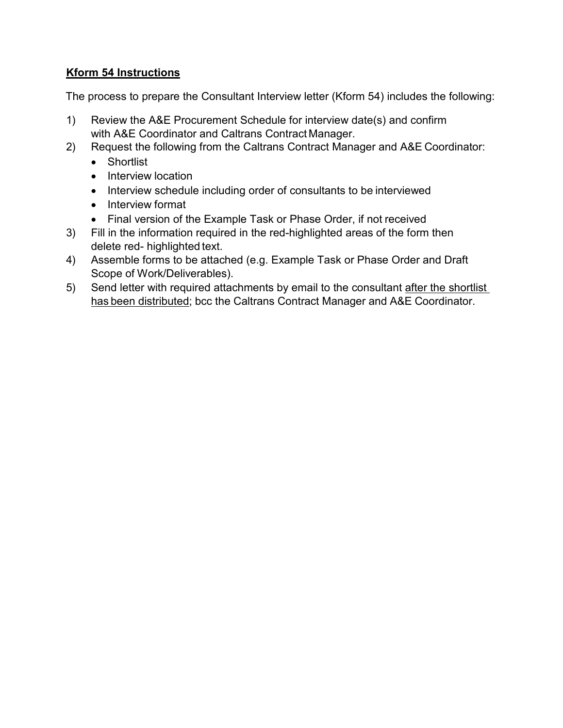## **Kform 54 Instructions**

The process to prepare the Consultant Interview letter (Kform 54) includes the following:

1) Review the A&E Procurement Schedule for interview date(s) and confirm with A&E Coordinator and Caltrans Contract Manager.
2) Request the following from the Caltrans Contract Manager and A&E Coordinator:
   - Shortlist
   - Interview location
   - Interview schedule including order of consultants to be interviewed
   - Interview format
   - Final version of the Example Task or Phase Order, if not received
3) Fill in the information required in the red-highlighted areas of the form then delete red- highlighted text.
4) Assemble forms to be attached (e.g. Example Task or Phase Order and Draft Scope of Work/Deliverables).
5) Send letter with required attachments by email to the consultant <u>after the shortlist has been distributed</u>; bcc the Caltrans Contract Manager and A&E Coordinator.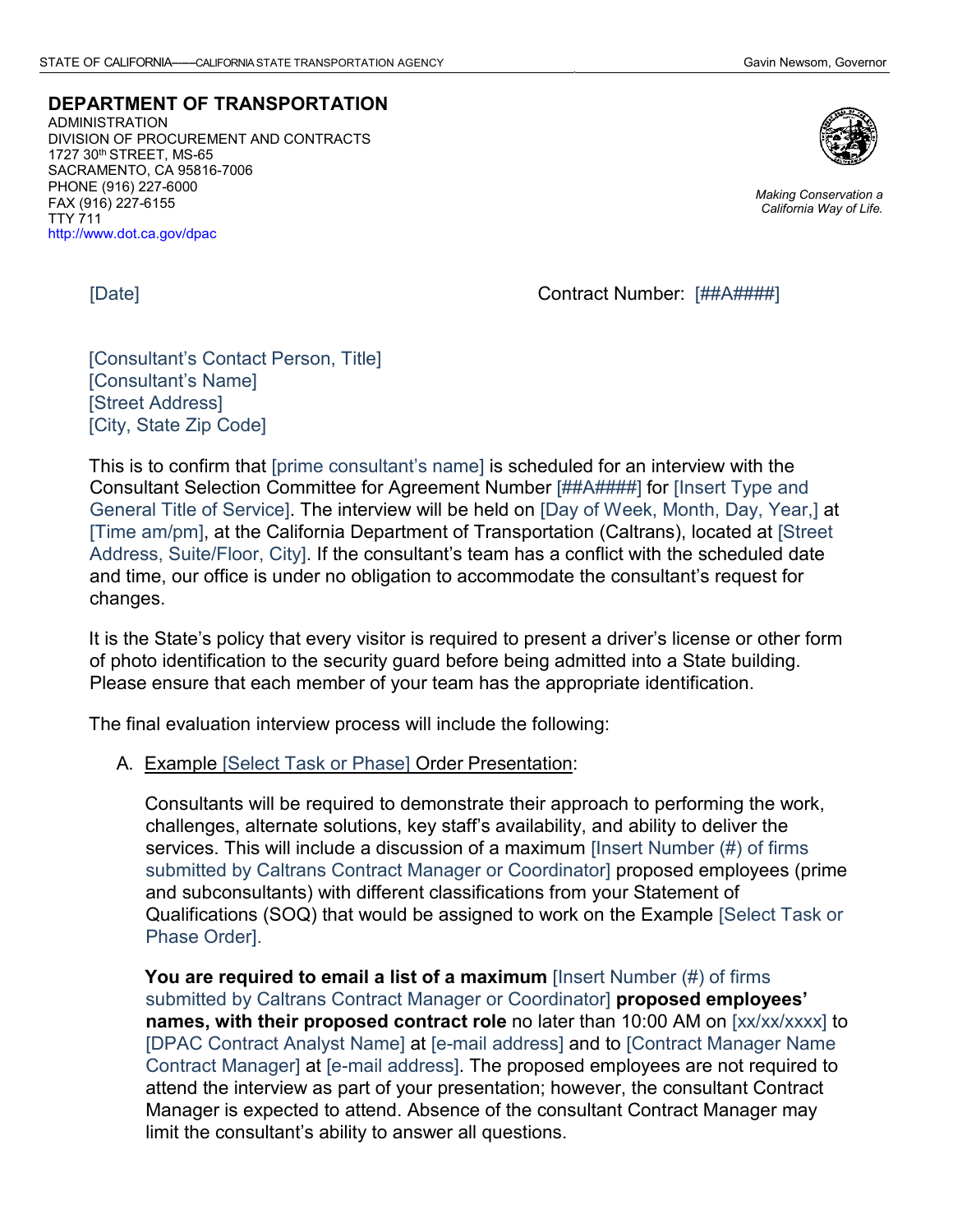STATE OF CALIFORNIA——CALIFORNIA STATE TRANSPORTATION AGENCY

Gavin Newsom, Governor

**DEPARTMENT OF TRANSPORTATION**
ADMINISTRATION
DIVISION OF PROCUREMENT AND CONTRACTS
1727 30th STREET, MS-65
SACRAMENTO, CA 95816-7006
PHONE (916) 227-6000
FAX (916) 227-6155
TTY 711
http://www.dot.ca.gov/dpac

*Making Conservation a California Way of Life.*

[Date]

Contract Number: [##A####]

[Consultant's Contact Person, Title]
[Consultant's Name]
[Street Address]
[City, State Zip Code]

This is to confirm that [prime consultant's name] is scheduled for an interview with the Consultant Selection Committee for Agreement Number [##A####] for [Insert Type and General Title of Service]. The interview will be held on [Day of Week, Month, Day, Year,] at [Time am/pm], at the California Department of Transportation (Caltrans), located at [Street Address, Suite/Floor, City]. If the consultant's team has a conflict with the scheduled date and time, our office is under no obligation to accommodate the consultant's request for changes.

It is the State's policy that every visitor is required to present a driver's license or other form of photo identification to the security guard before being admitted into a State building. Please ensure that each member of your team has the appropriate identification.

The final evaluation interview process will include the following:

A. Example [Select Task or Phase] Order Presentation:

Consultants will be required to demonstrate their approach to performing the work, challenges, alternate solutions, key staff's availability, and ability to deliver the services. This will include a discussion of a maximum [Insert Number (#) of firms submitted by Caltrans Contract Manager or Coordinator] proposed employees (prime and subconsultants) with different classifications from your Statement of Qualifications (SOQ) that would be assigned to work on the Example [Select Task or Phase Order].

**You are required to email a list of a maximum** [Insert Number (#) of firms submitted by Caltrans Contract Manager or Coordinator] **proposed employees' names, with their proposed contract role** no later than 10:00 AM on [xx/xx/xxxx] to [DPAC Contract Analyst Name] at [e-mail address] and to [Contract Manager Name Contract Manager] at [e-mail address]. The proposed employees are not required to attend the interview as part of your presentation; however, the consultant Contract Manager is expected to attend. Absence of the consultant Contract Manager may limit the consultant's ability to answer all questions.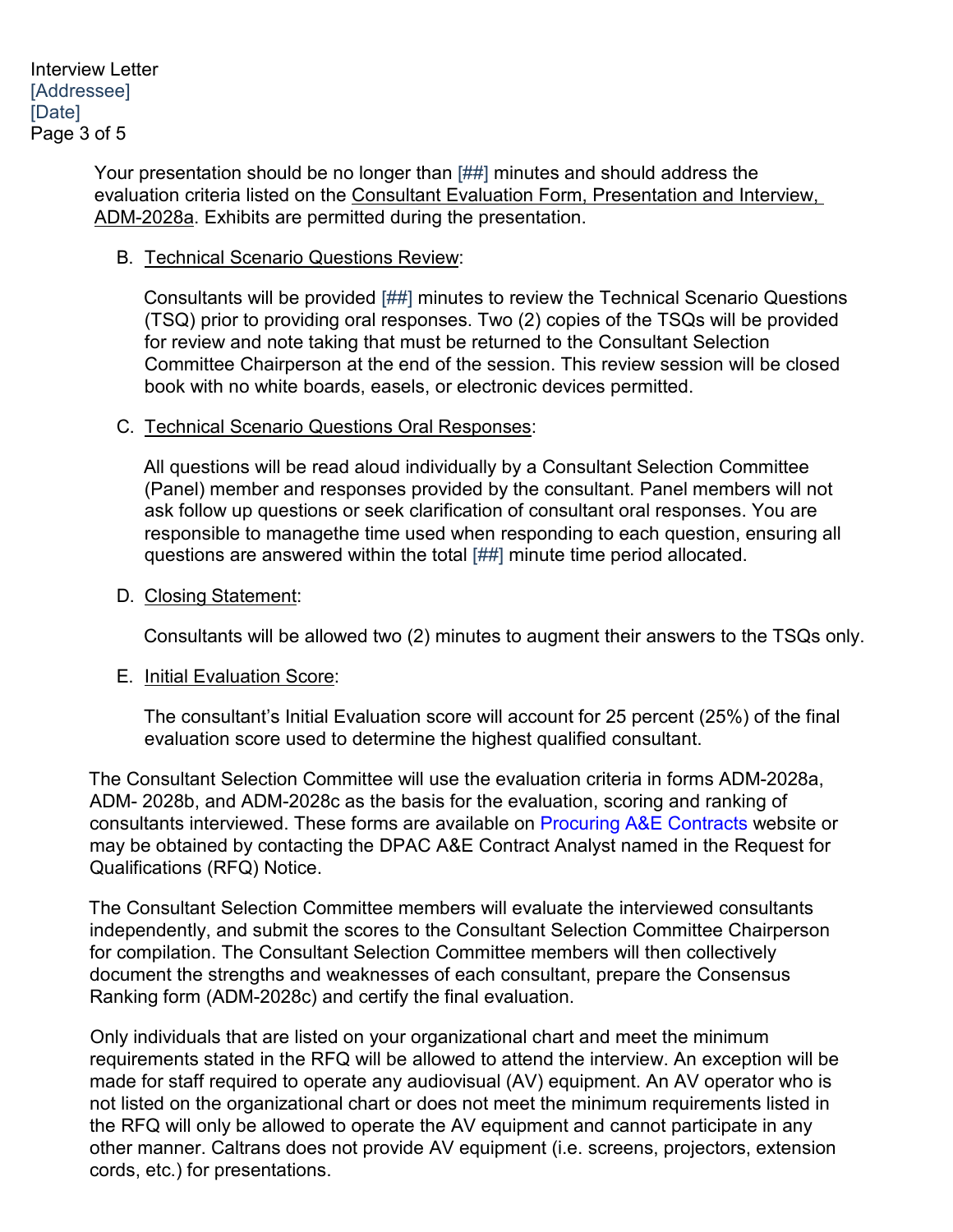Your presentation should be no longer than [##] minutes and should address the evaluation criteria listed on the Consultant Evaluation Form, Presentation and Interview, ADM-2028a. Exhibits are permitted during the presentation.

B. Technical Scenario Questions Review:

Consultants will be provided [##] minutes to review the Technical Scenario Questions (TSQ) prior to providing oral responses. Two (2) copies of the TSQs will be provided for review and note taking that must be returned to the Consultant Selection Committee Chairperson at the end of the session. This review session will be closed book with no white boards, easels, or electronic devices permitted.

C. Technical Scenario Questions Oral Responses:

All questions will be read aloud individually by a Consultant Selection Committee (Panel) member and responses provided by the consultant. Panel members will not ask follow up questions or seek clarification of consultant oral responses. You are responsible to managethe time used when responding to each question, ensuring all questions are answered within the total [##] minute time period allocated.

D. Closing Statement:

Consultants will be allowed two (2) minutes to augment their answers to the TSQs only.

E. Initial Evaluation Score:

The consultant's Initial Evaluation score will account for 25 percent (25%) of the final evaluation score used to determine the highest qualified consultant.

The Consultant Selection Committee will use the evaluation criteria in forms ADM-2028a, ADM- 2028b, and ADM-2028c as the basis for the evaluation, scoring and ranking of consultants interviewed. These forms are available on Procuring A&E Contracts website or may be obtained by contacting the DPAC A&E Contract Analyst named in the Request for Qualifications (RFQ) Notice.

The Consultant Selection Committee members will evaluate the interviewed consultants independently, and submit the scores to the Consultant Selection Committee Chairperson for compilation. The Consultant Selection Committee members will then collectively document the strengths and weaknesses of each consultant, prepare the Consensus Ranking form (ADM-2028c) and certify the final evaluation.

Only individuals that are listed on your organizational chart and meet the minimum requirements stated in the RFQ will be allowed to attend the interview. An exception will be made for staff required to operate any audiovisual (AV) equipment. An AV operator who is not listed on the organizational chart or does not meet the minimum requirements listed in the RFQ will only be allowed to operate the AV equipment and cannot participate in any other manner. Caltrans does not provide AV equipment (i.e. screens, projectors, extension cords, etc.) for presentations.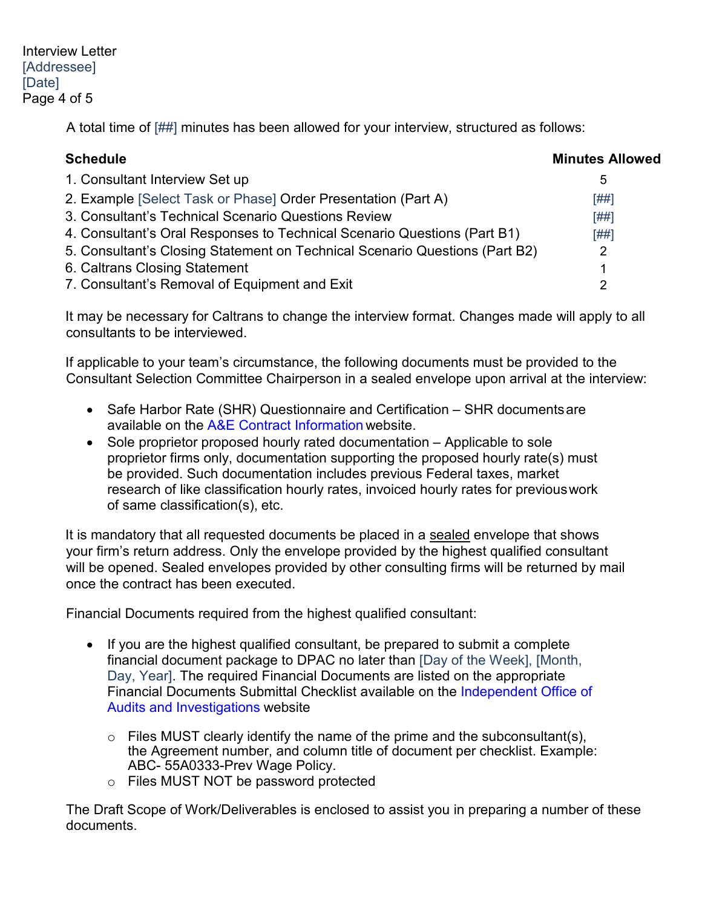A total time of [##] minutes has been allowed for your interview, structured as follows:

| Schedule | Minutes Allowed |
|---|---|
| 1. Consultant Interview Set up | 5 |
| 2. Example [Select Task or Phase] Order Presentation (Part A) | [##] |
| 3. Consultant's Technical Scenario Questions Review | [##] |
| 4. Consultant's Oral Responses to Technical Scenario Questions (Part B1) | [##] |
| 5. Consultant's Closing Statement on Technical Scenario Questions (Part B2) | 2 |
| 6. Caltrans Closing Statement | 1 |
| 7. Consultant's Removal of Equipment and Exit | 2 |

It may be necessary for Caltrans to change the interview format. Changes made will apply to all consultants to be interviewed.

If applicable to your team's circumstance, the following documents must be provided to the Consultant Selection Committee Chairperson in a sealed envelope upon arrival at the interview:

- Safe Harbor Rate (SHR) Questionnaire and Certification – SHR documents are available on the A&E Contract Information website.
- Sole proprietor proposed hourly rated documentation – Applicable to sole proprietor firms only, documentation supporting the proposed hourly rate(s) must be provided. Such documentation includes previous Federal taxes, market research of like classification hourly rates, invoiced hourly rates for previous work of same classification(s), etc.

It is mandatory that all requested documents be placed in a sealed envelope that shows your firm's return address. Only the envelope provided by the highest qualified consultant will be opened. Sealed envelopes provided by other consulting firms will be returned by mail once the contract has been executed.

Financial Documents required from the highest qualified consultant:

- If you are the highest qualified consultant, be prepared to submit a complete financial document package to DPAC no later than [Day of the Week], [Month, Day, Year]. The required Financial Documents are listed on the appropriate Financial Documents Submittal Checklist available on the Independent Office of Audits and Investigations website
  - Files MUST clearly identify the name of the prime and the subconsultant(s), the Agreement number, and column title of document per checklist. Example: ABC- 55A0333-Prev Wage Policy.
  - Files MUST NOT be password protected

The Draft Scope of Work/Deliverables is enclosed to assist you in preparing a number of these documents.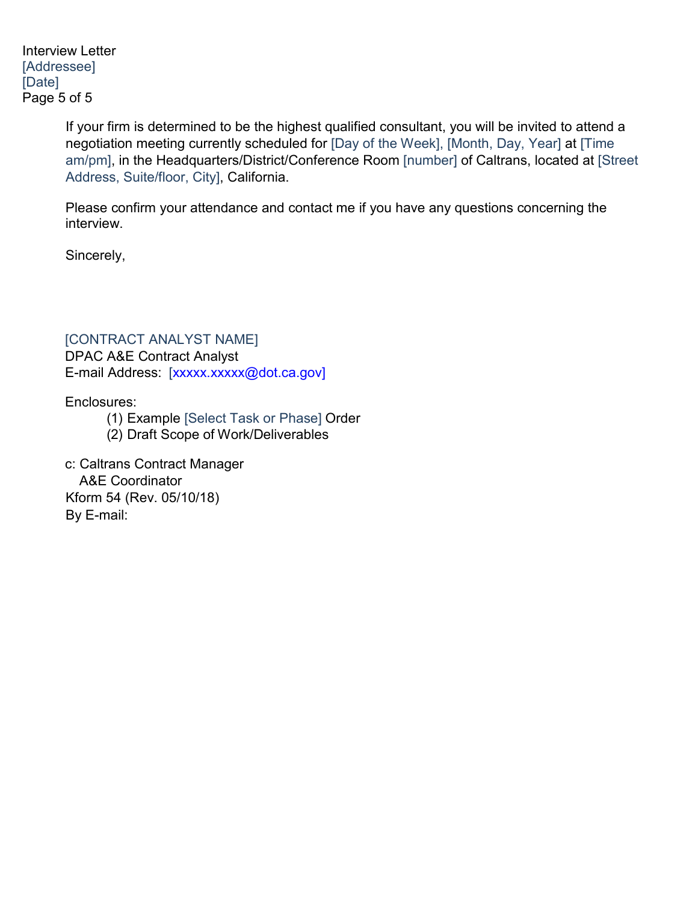If your firm is determined to be the highest qualified consultant, you will be invited to attend a negotiation meeting currently scheduled for [Day of the Week], [Month, Day, Year] at [Time am/pm], in the Headquarters/District/Conference Room [number] of Caltrans, located at [Street Address, Suite/floor, City], California.

Please confirm your attendance and contact me if you have any questions concerning the interview.

Sincerely,

[CONTRACT ANALYST NAME]
DPAC A&E Contract Analyst
E-mail Address: [xxxxx.xxxxx@dot.ca.gov]

Enclosures:
(1) Example [Select Task or Phase] Order
(2) Draft Scope of Work/Deliverables

c: Caltrans Contract Manager
A&E Coordinator
Kform 54 (Rev. 05/10/18)
By E-mail: